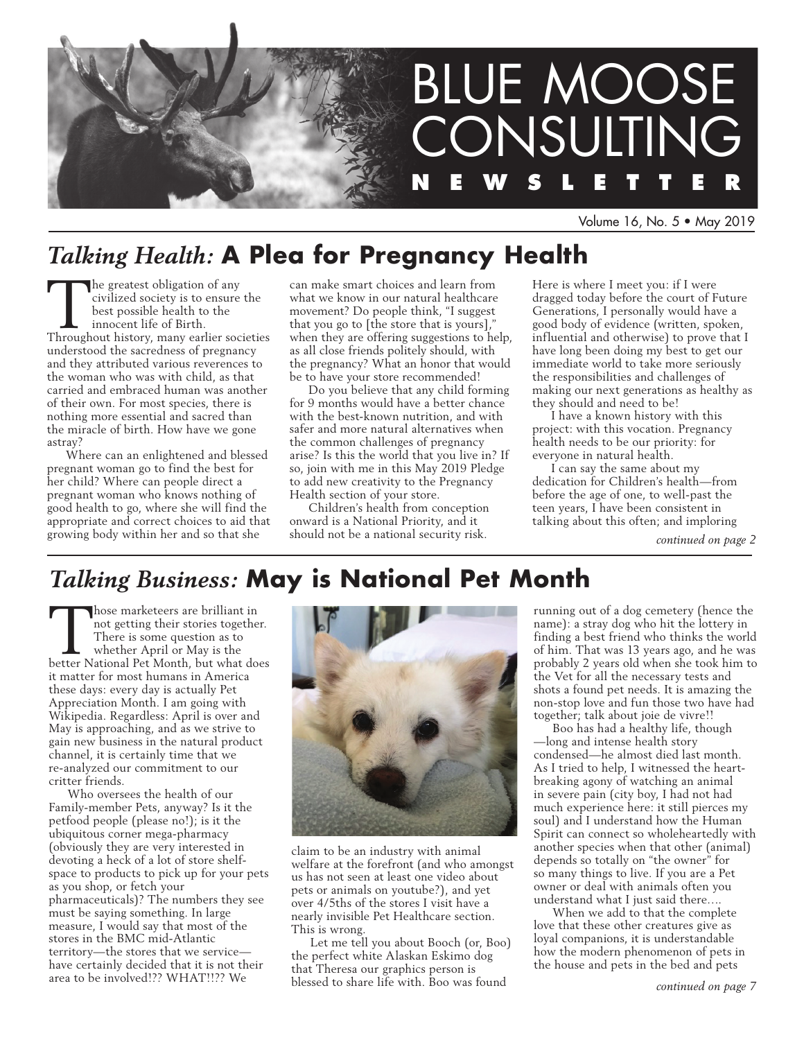# BLUE MOOSE CONSULTING NEWSLETTER

Volume 16, No. 5 • May 2019

## *Talking Health:* A Plea for Pregnancy Health

The greatest obligation of any civilized society is to ensure the best possible health to the innocent life of Birth. Throughout history, many earlier societies understood the sacredness of pregnancy and they attributed various reverences to the woman who was with child, as that carried and embraced human was another of their own. For most species, there is nothing more essential and sacred than the miracle of birth. How have we gone astray?

Where can an enlightened and blessed pregnant woman go to find the best for her child? Where can people direct a pregnant woman who knows nothing of good health to go, where she will find the appropriate and correct choices to aid that growing body within her and so that she can make smart choices and learn from what we know in our natural healthcare movement? Do people think, "I suggest that you go to [the store that is yours]," when they are offering suggestions to help, as all close friends politely should, with the pregnancy? What an honor that would be to have your store recommended!

Do you believe that any child forming for 9 months would have a better chance with the best-known nutrition, and with safer and more natural alternatives when the common challenges of pregnancy arise? Is this the world that you live in? If so, join with me in this May 2019 Pledge to add new creativity to the Pregnancy Health section of your store.

Children's health from conception onward is a National Priority, and it should not be a national security risk. Here is where I meet you: if I were dragged today before the court of Future Generations, I personally would have a good body of evidence (written, spoken, influential and otherwise) to prove that I have long been doing my best to get our immediate world to take more seriously the responsibilities and challenges of making our next generations as healthy as they should and need to be!

I have a known history with this project: with this vocation. Pregnancy health needs to be our priority: for everyone in natural health.

I can say the same about my dedication for Children's health—from before the age of one, to well-past the teen years, I have been consistent in talking about this often; and imploring

*continued on page 2*

## *Talking Business:* May is National Pet Month

Those marketeers are brilliant in not getting their stories together. There is some question as to whether April or May is the better National Pet Month, but what does it matter for most humans in America these days: every day is actually Pet Appreciation Month. I am going with Wikipedia. Regardless: April is over and May is approaching, and as we strive to gain new business in the natural product channel, it is certainly time that we re-analyzed our commitment to our critter friends.

Who oversees the health of our Family-member Pets, anyway? Is it the petfood people (please no!); is it the ubiquitous corner mega-pharmacy (obviously they are very interested in devoting a heck of a lot of store shelf-space to products to pick up for your pets as you shop, or fetch your pharmaceuticals)? The numbers they see must be saying something. In large measure, I would say that most of the stores in the BMC mid-Atlantic territory—the stores that we service—have certainly decided that it is not their area to be involved!?? WHAT!!?? We claim to be an industry with animal welfare at the forefront (and who amongst us has not seen at least one video about pets or animals on youtube?), and yet over 4/5ths of the stores I visit have a nearly invisible Pet Healthcare section. This is wrong.

Let me tell you about Booch (or, Boo) the perfect white Alaskan Eskimo dog that Theresa our graphics person is blessed to share life with. Boo was found running out of a dog cemetery (hence the name): a stray dog who hit the lottery in finding a best friend who thinks the world of him. That was 13 years ago, and he was probably 2 years old when she took him to the Vet for all the necessary tests and shots a found pet needs. It is amazing the non-stop love and fun those two have had together; talk about joie de vivre!!

Boo has had a healthy life, though —long and intense health story condensed—he almost died last month. As I tried to help, I witnessed the heart-breaking agony of watching an animal in severe pain (city boy, I had not had much experience here: it still pierces my soul) and I understand how the Human Spirit can connect so wholeheartedly with another species when that other (animal) depends so totally on "the owner" for so many things to live. If you are a Pet owner or deal with animals often you understand what I just said there….

When we add to that the complete love that these other creatures give as loyal companions, it is understandable how the modern phenomenon of pets in the house and pets in the bed and pets

*continued on page 7*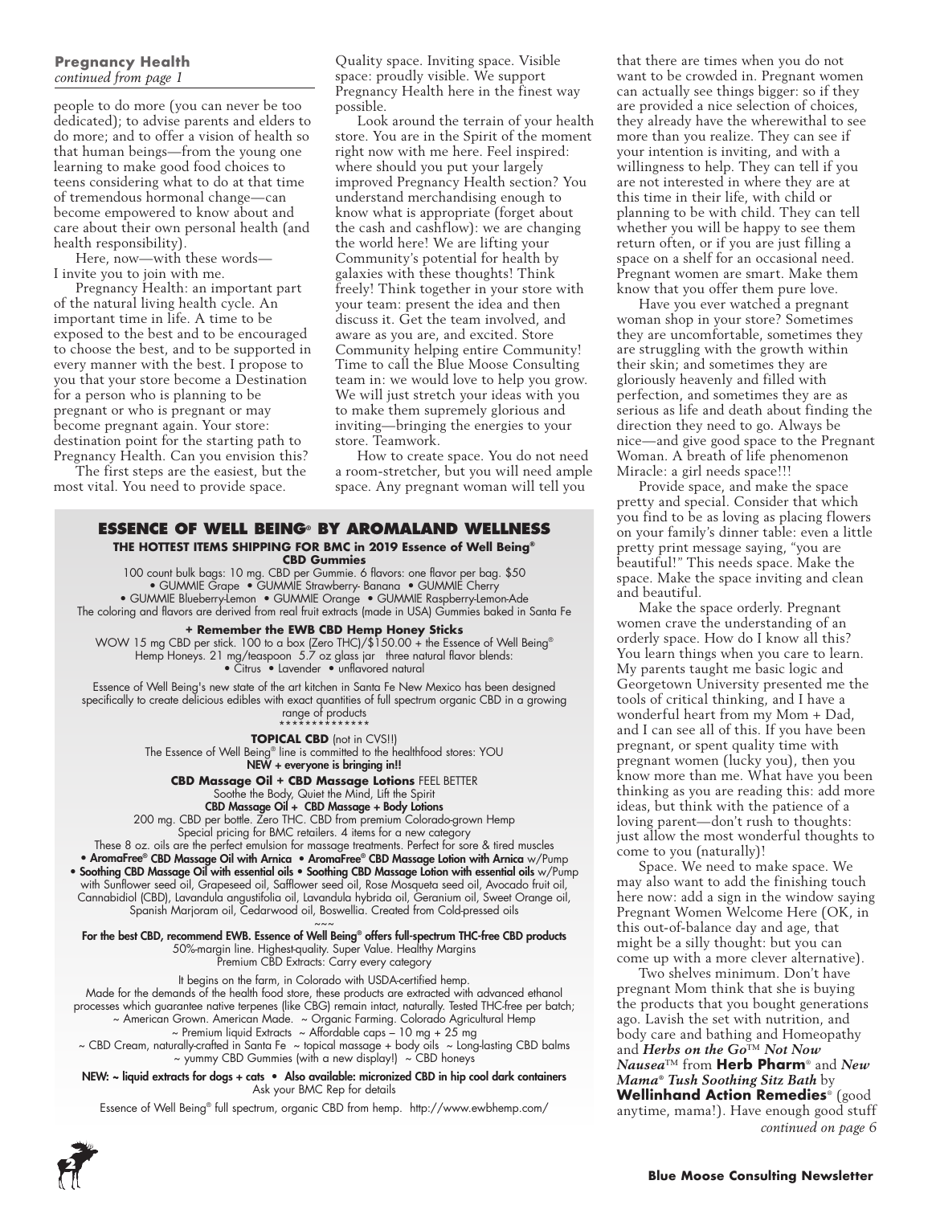**Pregnancy Health**
*continued from page 1*

people to do more (you can never be too dedicated); to advise parents and elders to do more; and to offer a vision of health so that human beings—from the young one learning to make good food choices to teens considering what to do at that time of tremendous hormonal change—can become empowered to know about and care about their own personal health (and health responsibility).

Here, now—with these words—I invite you to join with me.

Pregnancy Health: an important part of the natural living health cycle. An important time in life. A time to be exposed to the best and to be encouraged to choose the best, and to be supported in every manner with the best. I propose to you that your store become a Destination for a person who is planning to be pregnant or who is pregnant or may become pregnant again. Your store: destination point for the starting path to Pregnancy Health. Can you envision this?

The first steps are the easiest, but the most vital. You need to provide space. Quality space. Inviting space. Visible space: proudly visible. We support Pregnancy Health here in the finest way possible.

Look around the terrain of your health store. You are in the Spirit of the moment right now with me here. Feel inspired: where should you put your largely improved Pregnancy Health section? You understand merchandising enough to know what is appropriate (forget about the cash and cashflow): we are changing the world here! We are lifting your Community's potential for health by galaxies with these thoughts! Think freely! Think together in your store with your team: present the idea and then discuss it. Get the team involved, and aware as you are, and excited. Store Community helping entire Community! Time to call the Blue Moose Consulting team in: we would love to help you grow. We will just stretch your ideas with you to make them supremely glorious and inviting—bringing the energies to your store. Teamwork.

How to create space. You do not need a room-stretcher, but you will need ample space. Any pregnant woman will tell you that there are times when you do not want to be crowded in. Pregnant women can actually see things bigger: so if they are provided a nice selection of choices, they already have the wherewithal to see more than you realize. They can see if your intention is inviting, and with a willingness to help. They can tell if you are not interested in where they are at this time in their life, with child or planning to be with child. They can tell whether you will be happy to see them return often, or if you are just filling a space on a shelf for an occasional need. Pregnant women are smart. Make them know that you offer them pure love.

Have you ever watched a pregnant woman shop in your store? Sometimes they are uncomfortable, sometimes they are struggling with the growth within their skin; and sometimes they are gloriously heavenly and filled with perfection, and sometimes they are as serious as life and death about finding the direction they need to go. Always be nice—and give good space to the Pregnant Woman. A breath of life phenomenon Miracle: a girl needs space!!!

Provide space, and make the space pretty and special. Consider that which you find to be as loving as placing flowers on your family's dinner table: even a little pretty print message saying, "you are beautiful!" This needs space. Make the space. Make the space inviting and clean and beautiful.

Make the space orderly. Pregnant women crave the understanding of an orderly space. How do I know all this? You learn things when you care to learn. My parents taught me basic logic and Georgetown University presented me the tools of critical thinking, and I have a wonderful heart from my Mom + Dad, and I can see all of this. If you have been pregnant, or spent quality time with pregnant women (lucky you), then you know more than me. What have you been thinking as you are reading this: add more ideas, but think with the patience of a loving parent—don't rush to thoughts: just allow the most wonderful thoughts to come to you (naturally)!

Space. We need to make space. We may also want to add the finishing touch here now: add a sign in the window saying Pregnant Women Welcome Here (OK, in this out-of-balance day and age, that might be a silly thought: but you can come up with a more clever alternative).

Two shelves minimum. Don't have pregnant Mom think that she is buying the products that you bought generations ago. Lavish the set with nutrition, and body care and bathing and Homeopathy and ***Herbs on the Go***™ ***Not Now Nausea***™ from **Herb Pharm**® and ***New Mama® Tush Soothing Sitz Bath*** by **Wellinhand Action Remedies**® (good anytime, mama!). Have enough good stuff

*continued on page 6*

---

## ESSENCE OF WELL BEING® BY AROMALAND WELLNESS

**THE HOTTEST ITEMS SHIPPING FOR BMC in 2019 Essence of Well Being®**
**CBD Gummies**

100 count bulk bags: 10 mg. CBD per Gummie. 6 flavors: one flavor per bag. $50
• GUMMIE Grape • GUMMIE Strawberry- Banana • GUMMIE Cherry
• GUMMIE Blueberry-Lemon • GUMMIE Orange • GUMMIE Raspberry-Lemon-Ade
The coloring and flavors are derived from real fruit extracts (made in USA) Gummies baked in Santa Fe

**+ Remember the EWB CBD Hemp Honey Sticks**

WOW 15 mg CBD per stick. 100 to a box (Zero THC)/$150.00 + the Essence of Well Being® Hemp Honeys. 21 mg/teaspoon 5.7 oz glass jar three natural flavor blends:
• Citrus • Lavender • unflavored natural

Essence of Well Being's new state of the art kitchen in Santa Fe New Mexico has been designed specifically to create delicious edibles with exact quantities of full spectrum organic CBD in a growing range of products

\*\*\*\*\*\*\*\*\*\*\*\*\*\*

**TOPICAL CBD** (not in CVS!!)
The Essence of Well Being® line is committed to the healthfood stores: YOU
**NEW + everyone is bringing in!!**

**CBD Massage Oil + CBD Massage Lotions** FEEL BETTER
Soothe the Body, Quiet the Mind, Lift the Spirit
**CBD Massage Oil + CBD Massage + Body Lotions**
200 mg. CBD per bottle. Zero THC. CBD from premium Colorado-grown Hemp
Special pricing for BMC retailers. 4 items for a new category
These 8 oz. oils are the perfect emulsion for massage treatments. Perfect for sore & tired muscles
• **AromaFree® CBD Massage Oil with Arnica** • **AromaFree® CBD Massage Lotion with Arnica** w/Pump
• **Soothing CBD Massage Oil with essential oils** • **Soothing CBD Massage Lotion with essential oils** w/Pump
with Sunflower seed oil, Grapeseed oil, Safflower seed oil, Rose Mosqueta seed oil, Avocado fruit oil, Cannabidiol (CBD), Lavandula angustifolia oil, Lavandula hybrida oil, Geranium oil, Sweet Orange oil, Spanish Marjoram oil, Cedarwood oil, Boswellia. Created from Cold-pressed oils

~~~

**For the best CBD, recommend EWB. Essence of Well Being® offers full-spectrum THC-free CBD products**
50%-margin line. Highest-quality. Super Value. Healthy Margins
Premium CBD Extracts: Carry every category

It begins on the farm, in Colorado with USDA-certified hemp.
Made for the demands of the health food store, these products are extracted with advanced ethanol processes which guarantee native terpenes (like CBG) remain intact, naturally. Tested THC-free per batch;
~ American Grown. American Made. ~ Organic Farming. Colorado Agricultural Hemp
~ Premium liquid Extracts ~ Affordable caps – 10 mg + 25 mg
~ CBD Cream, naturally-crafted in Santa Fe ~ topical massage + body oils ~ Long-lasting CBD balms
~ yummy CBD Gummies (with a new display!) ~ CBD honeys

**NEW: ~ liquid extracts for dogs + cats • Also available: micronized CBD in hip cool dark containers**
Ask your BMC Rep for details

Essence of Well Being® full spectrum, organic CBD from hemp. http://www.ewbhemp.com/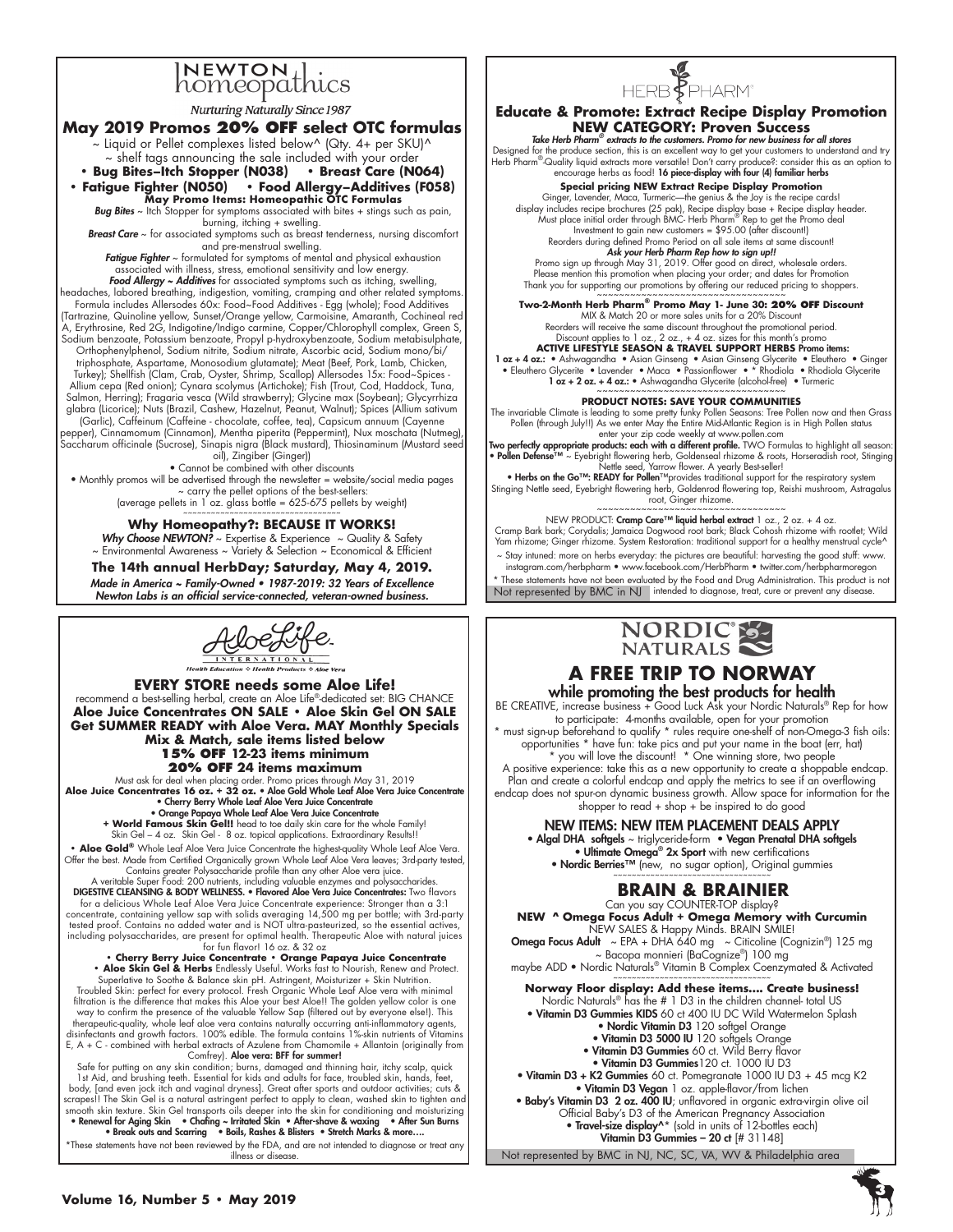# Newton homeopathics

*Nurturing Naturally Since 1987*

## May 2019 Promos 20% OFF select OTC formulas

~ Liquid or Pellet complexes listed below^ (Qty. 4+ per SKU)^
~ shelf tags announcing the sale included with your order

- **Bug Bites–Itch Stopper (N038)**
- **Breast Care (N064)**
- **Fatigue Fighter (N050)**
- **Food Allergy–Additives (F058)**

**May Promo Items: Homeopathic OTC Formulas**

***Bug Bites*** ~ Itch Stopper for symptoms associated with bites + stings such as pain, burning, itching + swelling.

***Breast Care*** ~ for associated symptoms such as breast tenderness, nursing discomfort and pre-menstrual swelling.

***Fatigue Fighter*** ~ formulated for symptoms of mental and physical exhaustion associated with illness, stress, emotional sensitivity and low energy.

***Food Allergy ~ Additives*** for associated symptoms such as itching, swelling, headaches, labored breathing, indigestion, vomiting, cramping and other related symptoms. Formula includes Allersodes 60x: Food~Food Additives - Egg (whole); Food Additives (Tartrazine, Quinoline yellow, Sunset/Orange yellow, Carmoisine, Amaranth, Cochineal red A, Erythrosine, Red 2G, Indigotine/Indigo carmine, Copper/Chlorophyll complex, Green S, Sodium benzoate, Potassium benzoate, Propyl p-hydroxybenzoate, Sodium metabisulphate, Orthophenylphenol, Sodium nitrite, Sodium nitrate, Ascorbic acid, Sodium mono/bi/triphosphate, Aspartame, Monosodium glutamate); Meat (Beef, Pork, Lamb, Chicken, Turkey); Shellfish (Clam, Crab, Oyster, Shrimp, Scallop) Allersodes 15x: Food~Spices - Allium cepa (Red onion); Cynara scolymus (Artichoke); Fish (Trout, Cod, Haddock, Tuna, Salmon, Herring); Fragaria vesca (Wild strawberry); Glycine max (Soybean); Glycyrrhiza glabra (Licorice); Nuts (Brazil, Cashew, Hazelnut, Peanut, Walnut); Spices (Allium sativum (Garlic), Caffeinum (Caffeine - chocolate, coffee, tea), Capsicum annuum (Cayenne pepper), Cinnamomum (Cinnamon), Mentha piperita (Peppermint), Nux moschata (Nutmeg), Saccharum officinale (Sucrose), Sinapis nigra (Black mustard), Thiosinaminum (Mustard seed oil), Zingiber (Ginger))

- Cannot be combined with other discounts
- Monthly promos will be advertised through the newsletter = website/social media pages

~ carry the pellet options of the best-sellers:
(average pellets in 1 oz. glass bottle = 625-675 pellets by weight)

~~~~~~~~~~~~~~~~~~~~~~~~~~~~~~~~~~~~

**Why Homeopathy?: BECAUSE IT WORKS!**

***Why Choose NEWTON?*** ~ Expertise & Experience ~ Quality & Safety
~ Environmental Awareness ~ Variety & Selection ~ Economical & Efficient

**The 14th annual HerbDay; Saturday, May 4, 2019.**

***Made in America ~ Family-Owned • 1987-2019: 32 Years of Excellence***
***Newton Labs is an official service-connected, veteran-owned business.***

---

# AloeLife INTERNATIONAL

*Health Education ◊ Health Products ◊ Aloe Vera*

## EVERY STORE needs some Aloe Life!

recommend a best-selling herbal, create an Aloe Life®-dedicated set: BIG CHANCE

**Aloe Juice Concentrates ON SALE • Aloe Skin Gel ON SALE**
**Get SUMMER READY with Aloe Vera. MAY Monthly Specials**
**Mix & Match, sale items listed below**
**15% OFF 12-23 items minimum**
**20% OFF 24 items maximum**

Must ask for deal when placing order. Promo prices through May 31, 2019

**Aloe Juice Concentrates 16 oz. + 32 oz. • Aloe Gold Whole Leaf Aloe Vera Juice Concentrate**
**• Cherry Berry Whole Leaf Aloe Vera Juice Concentrate**
**• Orange Papaya Whole Leaf Aloe Vera Juice Concentrate**
**+ World Famous Skin Gel!!** head to toe daily skin care for the whole Family!
Skin Gel – 4 oz. Skin Gel - 8 oz. topical applications. Extraordinary Results!!

• **Aloe Gold®** Whole Leaf Aloe Vera Juice Concentrate the highest-quality Whole Leaf Aloe Vera. Offer the best. Made from Certified Organically grown Whole Leaf Aloe Vera leaves; 3rd-party tested, Contains greater Polysaccharide profile than any other Aloe vera juice.
A veritable Super Food: 200 nutrients, including valuable enzymes and polysaccharides.

**DIGESTIVE CLEANSING & BODY WELLNESS. • Flavored Aloe Vera Juice Concentrates:** Two flavors for a delicious Whole Leaf Aloe Vera Juice Concentrate experience: Stronger than a 3:1 concentrate, containing yellow sap with solids averaging 14,500 mg per bottle; with 3rd-party tested proof. Contains no added water and is NOT ultra-pasteurized, so the essential actives, including polysaccharides, are present for optimal health. Therapeutic Aloe with natural juices for fun flavor! 16 oz. & 32 oz

**• Cherry Berry Juice Concentrate • Orange Papaya Juice Concentrate**

**• Aloe Skin Gel & Herbs** Endlessly Useful. Works fast to Nourish, Renew and Protect. Superlative to Soothe & Balance skin pH. Astringent, Moisturizer + Skin Nutrition. Troubled Skin: perfect for every protocol. Fresh Organic Whole Leaf Aloe vera with minimal filtration is the difference that makes this Aloe your best Aloe!! The golden yellow color is one way to confirm the presence of the valuable Yellow Sap (filtered out by everyone else!). This therapeutic-quality, whole leaf aloe vera contains naturally occurring anti-inflammatory agents, disinfectants and growth factors. 100% edible. The formula contains 1%-skin nutrients of Vitamins E, A + C - combined with herbal extracts of Azulene from Chamomile + Allantoin (originally from Comfrey). **Aloe vera: BFF for summer!**

Safe for putting on any skin condition; burns, damaged and thinning hair, itchy scalp, quick 1st Aid, and brushing teeth. Essential for kids and adults for face, troubled skin, hands, feet, body, [and even jock itch and vaginal dryness]. Great after sports and outdoor activities; cuts & scrapes!! The Skin Gel is a natural astringent perfect to apply to clean, washed skin to tighten and smooth skin texture. Skin Gel transports oils deeper into the skin for conditioning and moisturizing

**• Renewal for Aging Skin • Chafing ~ Irritated Skin • After-shave & waxing • After Sun Burns • Break outs and Scarring • Boils, Rashes & Blisters • Stretch Marks & more....**

*These statements have not been reviewed by the FDA, and are not intended to diagnose or treat any illness or disease.

---

# HERB PHARM®

## Educate & Promote: Extract Recipe Display Promotion

### NEW CATEGORY: Proven Success

***Take Herb Pharm® extracts to the customers. Promo for new business for all stores***

Designed for the produce section, this is an excellent way to get your customers to understand and try Herb Pharm®-Quality liquid extracts more versatile! Don't carry produce?: consider this as an option to encourage herbs as food! **16 piece-display with four (4) familiar herbs**

**Special pricing NEW Extract Recipe Display Promotion**

Ginger, Lavender, Maca, Turmeric—the genius & the Joy is the recipe cards!
display includes recipe brochures (25 pak), Recipe display base + Recipe display header.
Must place initial order through BMC- Herb Pharm® Rep to get the Promo deal
Investment to gain new customers = $95.00 (after discount!)
Reorders during defined Promo Period on all sale items at same discount!

***Ask your Herb Pharm Rep how to sign up!!***

Promo sign up through May 31, 2019. Offer good on direct, wholesale orders.
Please mention this promotion when placing your order; and dates for Promotion
Thank you for supporting our promotions by offering our reduced pricing to shoppers.

~~~~~~~~~~~~~~~~~~~~~~~~~~~~~~~~~~~~

**Two-2-Month Herb Pharm® Promo May 1- June 30: 20% OFF Discount**

MIX & Match 20 or more sales units for a 20% Discount
Reorders will receive the same discount throughout the promotional period.
Discount applies to 1 oz., 2 oz., + 4 oz. sizes for this month's promo

**ACTIVE LIFESTYLE SEASON & TRAVEL SUPPORT HERBS Promo items:**

**1 oz + 4 oz.:** • Ashwagandha • Asian Ginseng • Asian Ginseng Glycerite • Eleuthero • Ginger • Eleuthero Glycerite • Lavender • Maca • Passionflower • * Rhodiola • Rhodiola Glycerite
**1 oz + 2 oz. + 4 oz.:** • Ashwagandha Glycerite (alcohol-free) • Turmeric

~~~~~~~~~~~~~~~~~~~~~~~~~~~~~~~~~~~~

**PRODUCT NOTES: SAVE YOUR COMMUNITIES**

The invariable Climate is leading to some pretty funky Pollen Seasons: Tree Pollen now and then Grass Pollen (through July!!) As we enter May the Entire Mid-Atlantic Region is in High Pollen status enter your zip code weekly at www.pollen.com

**Two perfectly appropriate products: each with a different profile.** TWO Formulas to highlight all season:

**• Pollen Defense™** ~ Eyebright flowering herb, Goldenseal rhizome & roots, Horseradish root, Stinging Nettle seed, Yarrow flower. A yearly Best-seller!

**• Herbs on the Go™: READY for Pollen**™provides traditional support for the respiratory system Stinging Nettle seed, Eyebright flowering herb, Goldenrod flowering top, Reishi mushroom, Astragalus root, Ginger rhizome.

~~~~~~~~~~~~~~~~~~~~~~~~~~~~~~~~~~~~

NEW PRODUCT: **Cramp Care™ liquid herbal extract** 1 oz., 2 oz. + 4 oz.
Cramp Bark bark; Corydalis; Jamaica Dogwood root bark; Black Cohosh rhizome with rootlet; Wild Yam rhizome; Ginger rhizome. System Restoration: traditional support for a healthy menstrual cycle^

~ Stay intuned: more on herbs everyday: the pictures are beautiful: harvesting the good stuff: www.instagram.com/herbpharm • www.facebook.com/HerbPharm • twitter.com/herbpharmoregon

* These statements have not been evaluated by the Food and Drug Administration. This product is not intended to diagnose, treat, cure or prevent any disease.

Not represented by BMC in NJ

---

# NORDIC NATURALS

## A FREE TRIP TO NORWAY

### while promoting the best products for health

BE CREATIVE, increase business + Good Luck Ask your Nordic Naturals® Rep for how to participate: 4-months available, open for your promotion
* must sign-up beforehand to qualify * rules require one-shelf of non-Omega-3 fish oils: opportunities * have fun: take pics and put your name in the boat (err, hat)
* you will love the discount! * One winning store, two people

A positive experience: take this as a new opportunity to create a shoppable endcap. Plan and create a colorful endcap and apply the metrics to see if an overflowing endcap does not spur-on dynamic business growth. Allow space for information for the shopper to read + shop + be inspired to do good

**NEW ITEMS: NEW ITEM PLACEMENT DEALS APPLY**

- **Algal DHA softgels** ~ triglyceride-form • **Vegan Prenatal DHA softgels**
- **Ultimate Omega® 2x Sport** with new certifications
- **Nordic Berries™** (new, no sugar option), Original gummies

~~~~~~~~~~~~~~~~~~~~~~~~~~~~~~~~~~~~

## BRAIN & BRAINIER

Can you say COUNTER-TOP display?

**NEW ^ Omega Focus Adult + Omega Memory with Curcumin**

NEW SALES & Happy Minds. BRAIN SMILE!

**Omega Focus Adult** ~ EPA + DHA 640 mg ~ Citicoline (Cognizin®) 125 mg ~ Bacopa monnieri (BaCognize®) 100 mg

maybe ADD • Nordic Naturals® Vitamin B Complex Coenzymated & Activated

~~~~~~~~~~~~~~~~~~~~~~~~~~~~~~~~~~~~

**Norway Floor display: Add these items.... Create business!**

Nordic Naturals® has the # 1 D3 in the children channel- total US

- **Vitamin D3 Gummies KIDS** 60 ct 400 IU DC Wild Watermelon Splash
- **Nordic Vitamin D3** 120 softgel Orange
- **Vitamin D3 5000 IU** 120 softgels Orange
- **Vitamin D3 Gummies** 60 ct. Wild Berry flavor
- **Vitamin D3 Gummies**120 ct. 1000 IU D3
- **Vitamin D3 + K2 Gummies** 60 ct. Pomegranate 1000 IU D3 + 45 mcg K2
- **Vitamin D3 Vegan** 1 oz. apple-flavor/from lichen
- **Baby's Vitamin D3 2 oz. 400 IU**; unflavored in organic extra-virgin olive oil
  Official Baby's D3 of the American Pregnancy Association
- **Travel-size display^*** (sold in units of 12-bottles each)
  **Vitamin D3 Gummies – 20 ct** [# 31148]

Not represented by BMC in NJ, NC, SC, VA, WV & Philadelphia area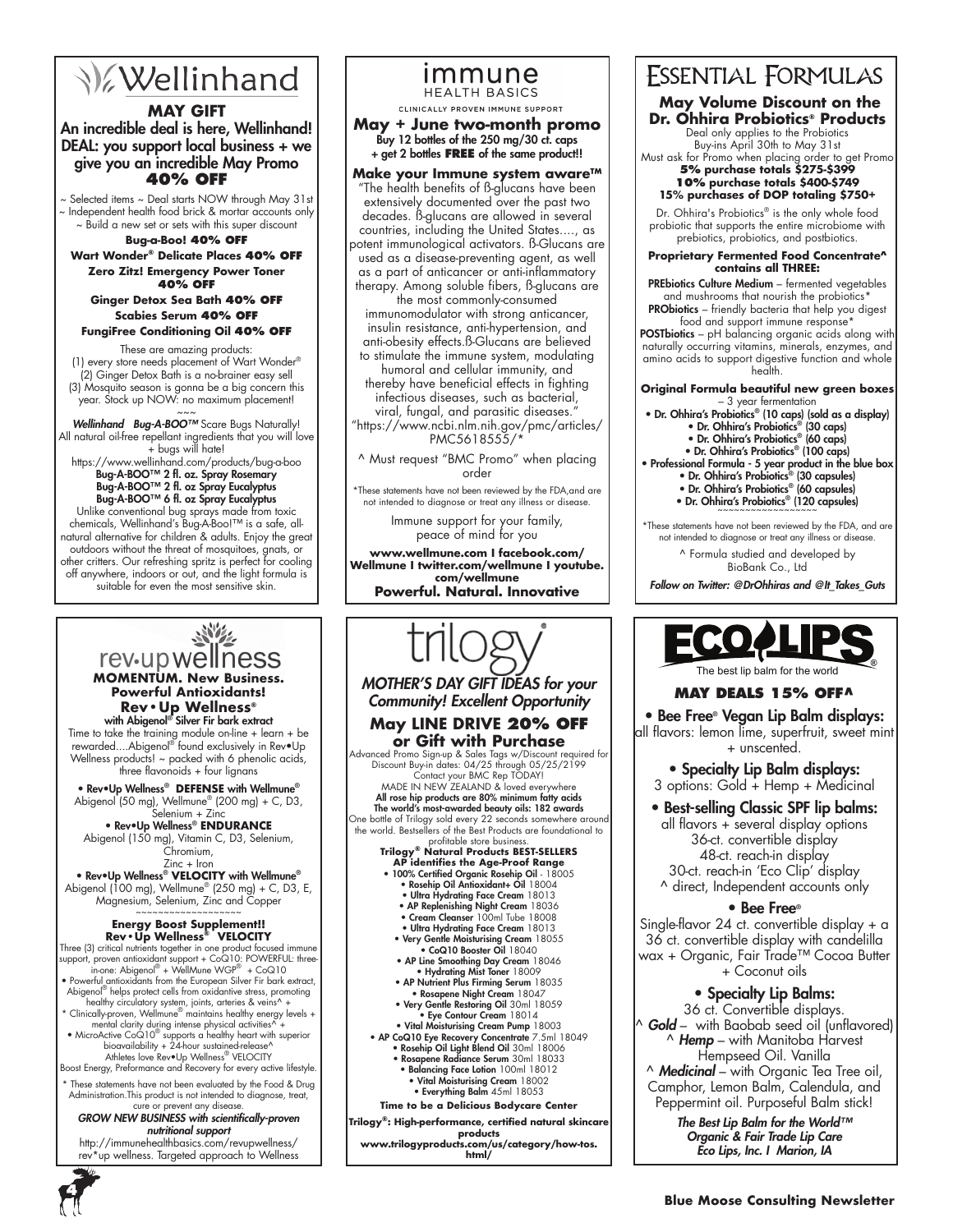# Wellinhand

## MAY GIFT

**An incredible deal is here, Wellinhand! DEAL: you support local business + we give you an incredible May Promo**

**40% OFF**

~ Selected items ~ Deal starts NOW through May 31st
~ Independent health food brick & mortar accounts only
~ Build a new set or sets with this super discount

**Bug-a-Boo! 40% OFF**

**Wart Wonder® Delicate Places 40% OFF**

**Zero Zitz! Emergency Power Toner 40% OFF**

**Ginger Detox Sea Bath 40% OFF**

**Scabies Serum 40% OFF**

**FungiFree Conditioning Oil 40% OFF**

These are amazing products:
(1) every store needs placement of Wart Wonder®
(2) Ginger Detox Bath is a no-brainer easy sell
(3) Mosquito season is gonna be a big concern this year. Stock up NOW: no maximum placement!

~~~

***Wellinhand Bug-A-BOO™*** Scare Bugs Naturally! All natural oil-free repellant ingredients that you will love + bugs will hate!

https://www.wellinhand.com/products/bug-a-boo

**Bug-A-BOO™ 2 fl. oz. Spray Rosemary**
**Bug-A-BOO™ 2 fl. oz Spray Eucalyptus**
**Bug-A-BOO™ 6 fl. oz Spray Eucalyptus**

Unlike conventional bug sprays made from toxic chemicals, Wellinhand's Bug-A-Boo!™ is a safe, all-natural alternative for children & adults. Enjoy the great outdoors without the threat of mosquitoes, gnats, or other critters. Our refreshing spritz is perfect for cooling off anywhere, indoors or out, and the light formula is suitable for even the most sensitive skin.

# immune HEALTH BASICS

CLINICALLY PROVEN IMMUNE SUPPORT

**May + June two-month promo**
**Buy 12 bottles of the 250 mg/30 ct. caps + get 2 bottles FREE of the same product!!**

**Make your Immune system aware™**

"The health benefits of ß-glucans have been extensively documented over the past two decades. ß-glucans are allowed in several countries, including the United States…., as potent immunological activators. ß-Glucans are used as a disease-preventing agent, as well as a part of anticancer or anti-inflammatory therapy. Among soluble fibers, ß-glucans are the most commonly-consumed immunomodulator with strong anticancer, insulin resistance, anti-hypertension, and anti-obesity effects.ß-Glucans are believed to stimulate the immune system, modulating humoral and cellular immunity, and thereby have beneficial effects in fighting infectious diseases, such as bacterial, viral, fungal, and parasitic diseases." "https://www.ncbi.nlm.nih.gov/pmc/articles/PMC5618555/*

^ Must request "BMC Promo" when placing order

*These statements have not been reviewed by the FDA,and are not intended to diagnose or treat any illness or disease.

Immune support for your family, peace of mind for you

**www.wellmune.com I facebook.com/Wellmune I twitter.com/wellmune I youtube.com/wellmune**

**Powerful. Natural. Innovative**

# Essential Formulas

## May Volume Discount on the Dr. Ohhira Probiotics® Products

Deal only applies to the Probiotics
Buy-ins April 30th to May 31st
Must ask for Promo when placing order to get Promo

**5% purchase totals $275-$399**
**10% purchase totals $400-$749**
**15% purchases of DOP totaling $750+**

Dr. Ohhira's Probiotics® is the only whole food probiotic that supports the entire microbiome with prebiotics, probiotics, and postbiotics.

**Proprietary Fermented Food Concentrate^ contains all THREE:**

**PREbiotics Culture Medium** – fermented vegetables and mushrooms that nourish the probiotics*
**PRObiotics** – friendly bacteria that help you digest food and support immune response*
**POSTbiotics** – pH balancing organic acids along with naturally occurring vitamins, minerals, enzymes, and amino acids to support digestive function and whole health.

**Original Formula beautiful new green boxes** – 3 year fermentation

- **Dr. Ohhira's Probiotics® (10 caps) (sold as a display)**
- **Dr. Ohhira's Probiotics® (30 caps)**
- **Dr. Ohhira's Probiotics® (60 caps)**
- **Dr. Ohhira's Probiotics® (100 caps)**

- **Professional Formula - 5 year product in the blue box**
- **Dr. Ohhira's Probiotics® (30 capsules)**
- **Dr. Ohhira's Probiotics® (60 capsules)**
- **Dr. Ohhira's Probiotics® (120 capsules)**

~~~~~~~~~~~~~~~~~

*These statements have not been reviewed by the FDA, and are not intended to diagnose or treat any illness or disease.

^ Formula studied and developed by BioBank Co., Ltd

*Follow on Twitter: @DrOhhiras and @It_Takes_Guts*

# rev•up wellness

**MOMENTUM. New Business. Powerful Antioxidants!**

**Rev•Up Wellness®**
**with Abigenol® Silver Fir bark extract**

Time to take the training module on-line + learn + be rewarded….Abigenol® found exclusively in Rev•Up Wellness products! ~ packed with 6 phenolic acids, three flavonoids + four lignans

- Rev•Up Wellness® **DEFENSE** with Wellmune® Abigenol (50 mg), Wellmune® (200 mg) + C, D3, Selenium + Zinc
- Rev•Up Wellness® **ENDURANCE** Abigenol (150 mg), Vitamin C, D3, Selenium, Chromium, Zinc + Iron
- Rev•Up Wellness® **VELOCITY** with Wellmune® Abigenol (100 mg), Wellmune® (250 mg) + C, D3, E, Magnesium, Selenium, Zinc and Copper

~~~~~~~~~~~~~~~~~~

**Energy Boost Supplement!!**
**Rev•Up Wellness® VELOCITY**

Three (3) critical nutrients together in one product focused immune support, proven antioxidant support + CoQ10: POWERFUL: three-in-one: Abigenol® + WellMune WGP® + CoQ10

- Powerful antioxidants from the European Silver Fir bark extract, Abigenol® helps protect cells from oxidantive stress, promoting healthy circulatory system, joints, arteries & veins^ +
- Clinically-proven, Wellmune® maintains healthy energy levels + mental clarity during intense physical activities^ +
- MicroActive CoQ10® supports a healthy heart with superior bioavailability + 24-hour sustained-release^

Athletes love Rev•Up Wellness® VELOCITY

Boost Energy, Preformance and Recovery for every active lifestyle.

* These statements have not been evaluated by the Food & Drug Administration.This product is not intended to diagnose, treat, cure or prevent any disease.

***GROW NEW BUSINESS with scientifically-proven nutritional support***

http://immunehealthbasics.com/revupwellness/
rev*up wellness. Targeted approach to Wellness

# trilogy

***MOTHER'S DAY GIFT IDEAS for your Community! Excellent Opportunity***

## May LINE DRIVE 20% OFF or Gift with Purchase

Advanced Promo Sign-up & Sales Tags w/Discount required for Discount Buy-in dates: 04/25 through 05/25/2199
Contact your BMC Rep TODAY!
MADE IN NEW ZEALAND & loved everywhere
**All rose hip products are 80% minimum fatty acids**
**The world's most-awarded beauty oils: 182 awards**
One bottle of Trilogy sold every 22 seconds somewhere around the world. Bestsellers of the Best Products are foundational to profitable store business.

**Trilogy® Natural Products BEST-SELLERS**
**AP identifies the Age-Proof Range**

- **100% Certified Organic Rosehip Oil** - 18005
- **Rosehip Oil Antioxidant+ Oil** 18004
- **Ultra Hydrating Face Cream** 18013
- **AP Replenishing Night Cream** 18036
- **Cream Cleanser** 100ml Tube 18008
- **Ultra Hydrating Face Cream** 18013
- **Very Gentle Moisturising Cream** 18055
- **CoQ10 Booster Oil** 18040
- **AP Line Smoothing Day Cream** 18046
- **Hydrating Mist Toner** 18009
- **AP Nutrient Plus Firming Serum** 18035
- **Rosapene Night Cream** 18047
- **Very Gentle Restoring Oil** 30ml 18059
- **Eye Contour Cream** 18014
- **Vital Moisturising Cream Pump** 18003
- **AP CoQ10 Eye Recovery Concentrate** 7.5ml 18049
- **Rosehip Oil Light Blend Oil** 30ml 18006
- **Rosapene Radiance Serum** 30ml 18033
- **Balancing Face Lotion** 100ml 18012
- **Vital Moisturising Cream** 18002
- **Everything Balm** 45ml 18053

**Time to be a Delicious Bodycare Center**

**Trilogy®: High-performance, certified natural skincare products**
**www.trilogyproducts.com/us/category/how-tos.html/**

# ECO LIPS®

The best lip balm for the world

## MAY DEALS 15% OFF^

- **Bee Free® Vegan Lip Balm displays:** all flavors: lemon lime, superfruit, sweet mint + unscented.
- **Specialty Lip Balm displays:** 3 options: Gold + Hemp + Medicinal
- **Best-selling Classic SPF lip balms:** all flavors + several display options
  36-ct. convertible display
  48-ct. reach-in display
  30-ct. reach-in 'Eco Clip' display
  ^ direct, Independent accounts only
- **Bee Free®**
  Single-flavor 24 ct. convertible display + a 36 ct. convertible display with candelilla wax + Organic, Fair Trade™ Cocoa Butter + Coconut oils
- **Specialty Lip Balms:**
  36 ct. Convertible displays.
  ^ ***Gold*** – with Baobab seed oil (unflavored)
  ^ ***Hemp*** – with Manitoba Harvest Hempseed Oil. Vanilla
  ^ ***Medicinal*** – with Organic Tea Tree oil, Camphor, Lemon Balm, Calendula, and Peppermint oil. Purposeful Balm stick!

***The Best Lip Balm for the World™***
***Organic & Fair Trade Lip Care***
***Eco Lips, Inc. I Marion, IA***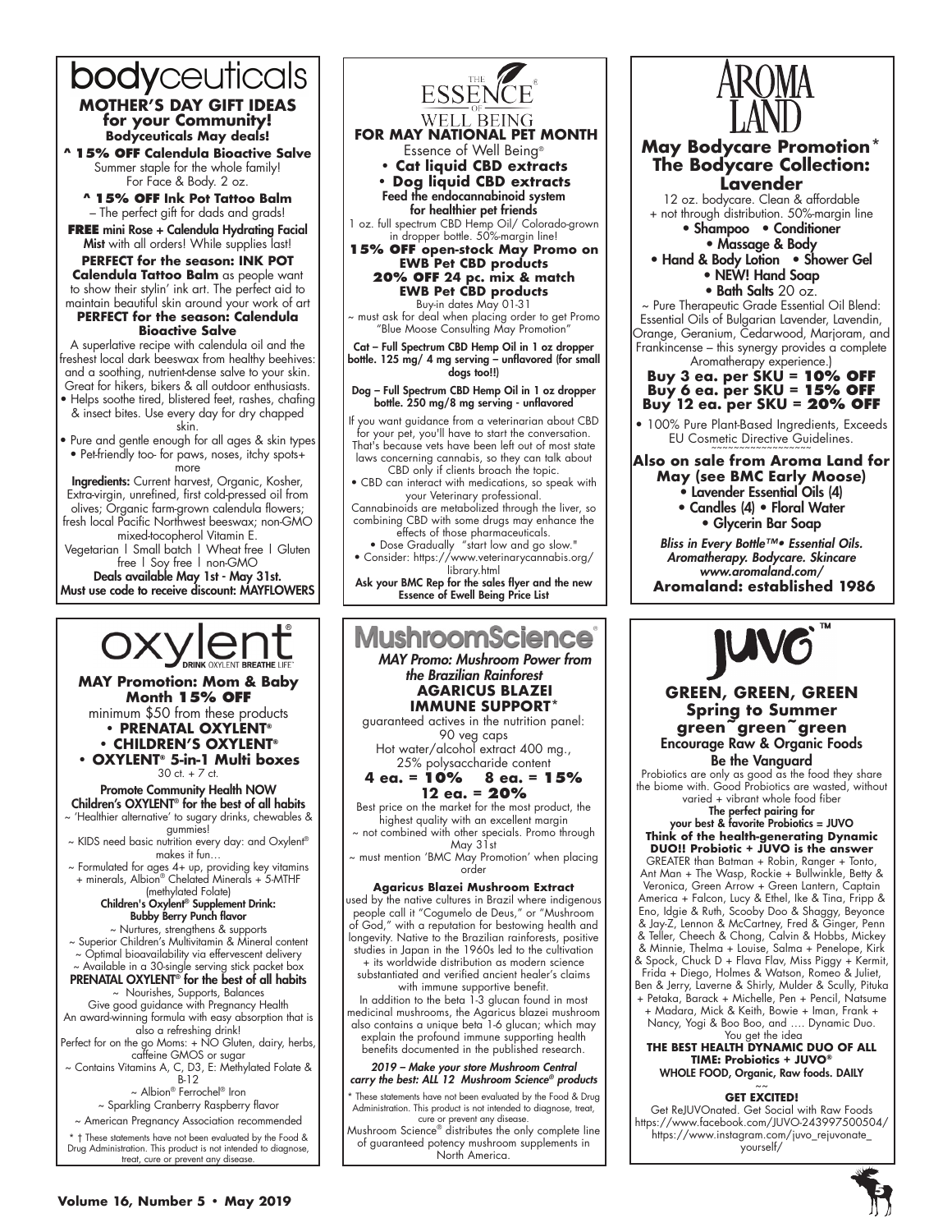# bodyceuticals

## MOTHER'S DAY GIFT IDEAS for your Community!

**Bodyceuticals May deals!**

**^ 15% OFF Calendula Bioactive Salve**
Summer staple for the whole family!
For Face & Body. 2 oz.

**^ 15% OFF Ink Pot Tattoo Balm**
– The perfect gift for dads and grads!

**FREE** mini Rose + Calendula Hydrating Facial Mist with all orders! While supplies last!

**PERFECT for the season: INK POT Calendula Tattoo Balm** as people want to show their stylin' ink art. The perfect aid to maintain beautiful skin around your work of art

**PERFECT for the season: Calendula Bioactive Salve**

A superlative recipe with calendula oil and the freshest local dark beeswax from healthy beehives: and a soothing, nutrient-dense salve to your skin. Great for hikers, bikers & all outdoor enthusiasts.

- Helps soothe tired, blistered feet, rashes, chafing & insect bites. Use every day for dry chapped skin.
- Pure and gentle enough for all ages & skin types
- Pet-friendly too- for paws, noses, itchy spots+ more

**Ingredients:** Current harvest, Organic, Kosher, Extra-virgin, unrefined, first cold-pressed oil from olives; Organic farm-grown calendula flowers; fresh local Pacific Northwest beeswax; non-GMO mixed-tocopherol Vitamin E.

Vegetarian | Small batch | Wheat free | Gluten free | Soy free | non-GMO

**Deals available May 1st - May 31st.**
**Must use code to receive discount: MAYFLOWERS**

---

# THE ESSENCE OF WELL BEING

## FOR MAY NATIONAL PET MONTH

Essence of Well Being®

- **Cat liquid CBD extracts**
- **Dog liquid CBD extracts**

**Feed the endocannabinoid system for healthier pet friends**

1 oz. full spectrum CBD Hemp Oil/ Colorado-grown in dropper bottle. 50%-margin line!

**15% OFF open-stock May Promo on EWB Pet CBD products**
**20% OFF 24 pc. mix & match EWB Pet CBD products**

Buy-in dates May 01-31
~ must ask for deal when placing order to get Promo "Blue Moose Consulting May Promotion"

**Cat – Full Spectrum CBD Hemp Oil in 1 oz dropper bottle. 125 mg/ 4 mg serving – unflavored (for small dogs too!!)**

**Dog – Full Spectrum CBD Hemp Oil in 1 oz dropper bottle. 250 mg/8 mg serving - unflavored**

If you want guidance from a veterinarian about CBD for your pet, you'll have to start the conversation. That's because vets have been left out of most state laws concerning cannabis, so they can talk about CBD only if clients broach the topic.

- CBD can interact with medications, so speak with your Veterinary professional.

Cannabinoids are metabolized through the liver, so combining CBD with some drugs may enhance the effects of those pharmaceuticals.

- Dose Gradually "start low and go slow."
- Consider: https://www.veterinarycannabis.org/library.html

**Ask your BMC Rep for the sales flyer and the new Essence of Ewell Being Price List**

---

# AROMA LAND

## May Bodycare Promotion* The Bodycare Collection: Lavender

12 oz. bodycare. Clean & affordable + not through distribution. 50%-margin line

- Shampoo
- Conditioner
- Massage & Body
- Hand & Body Lotion
- Shower Gel
- NEW! Hand Soap
- Bath Salts 20 oz.

~ Pure Therapeutic Grade Essential Oil Blend: Essential Oils of Bulgarian Lavender, Lavendin, Orange, Geranium, Cedarwood, Marjoram, and Frankincense – this synergy provides a complete Aromatherapy experience.)

**Buy 3 ea. per SKU = 10% OFF**
**Buy 6 ea. per SKU = 15% OFF**
**Buy 12 ea. per SKU = 20% OFF**

- 100% Pure Plant-Based Ingredients, Exceeds EU Cosmetic Directive Guidelines.

**Also on sale from Aroma Land for May (see BMC Early Moose)**

- Lavender Essential Oils (4)
- Candles (4)
- Floral Water
- Glycerin Bar Soap

***Bliss in Every Bottle™• Essential Oils. Aromatherapy. Bodycare. Skincare***
***www.aromaland.com/***

**Aromaland: established 1986**

---

# oxylent®

DRINK OXYLENT BREATHE LIFE®

## MAY Promotion: Mom & Baby Month 15% OFF

minimum $50 from these products

- **PRENATAL OXYLENT®**
- **CHILDREN'S OXYLENT®**
- **OXYLENT® 5-in-1 Multi boxes** 30 ct. + 7 ct.

**Promote Community Health NOW**
**Children's OXYLENT® for the best of all habits**

~ 'Healthier alternative' to sugary drinks, chewables & gummies!
~ KIDS need basic nutrition every day: and Oxylent® makes it fun…
~ Formulated for ages 4+ up, providing key vitamins + minerals, Albion® Chelated Minerals + 5-MTHF (methylated Folate)

**Children's Oxylent® Supplement Drink: Bubby Berry Punch flavor**

~ Nurtures, strengthens & supports
~ Superior Children's Multivitamin & Mineral content
~ Optimal bioavailability via effervescent delivery
~ Available in a 30-single serving stick packet box

**PRENATAL OXYLENT® for the best of all habits**

~ Nourishes, Supports, Balances
Give good guidance with Pregnancy Health
An award-winning formula with easy absorption that is also a refreshing drink!
Perfect for on the go Moms: + NO Gluten, dairy, herbs, caffeine GMOS or sugar
~ Contains Vitamins A, C, D3, E: Methylated Folate & B-12
~ Albion® Ferrochel® Iron
~ Sparkling Cranberry Raspberry flavor
~ American Pregnancy Association recommended

* † These statements have not been evaluated by the Food & Drug Administration. This product is not intended to diagnose, treat, cure or prevent any disease.

---

# MushroomScience®

***MAY Promo: Mushroom Power from the Brazilian Rainforest***

## AGARICUS BLAZEI IMMUNE SUPPORT*

guaranteed actives in the nutrition panel:
90 veg caps
Hot water/alcohol extract 400 mg.,
25% polysaccharide content

**4 ea. = 10% 8 ea. = 15%**
**12 ea. = 20%**

Best price on the market for the most product, the highest quality with an excellent margin
~ not combined with other specials. Promo through May 31st
~ must mention 'BMC May Promotion' when placing order

**Agaricus Blazei Mushroom Extract**

used by the native cultures in Brazil where indigenous people call it "Cogumelo de Deus," or "Mushroom of God," with a reputation for bestowing health and longevity. Native to the Brazilian rainforests, positive studies in Japan in the 1960s led to the cultivation + its worldwide distribution as modern science substantiated and verified ancient healer's claims with immune supportive benefit.

In addition to the beta 1-3 glucan found in most medicinal mushrooms, the Agaricus blazei mushroom also contains a unique beta 1-6 glucan; which may explain the profound immune supporting health benefits documented in the published research.

***2019 – Make your store Mushroom Central carry the best: ALL 12 Mushroom Science® products***

* These statements have not been evaluated by the Food & Drug Administration. This product is not intended to diagnose, treat, cure or prevent any disease.

Mushroom Science® distributes the only complete line of guaranteed potency mushroom supplements in North America.

---

# JUVO™

## GREEN, GREEN, GREEN Spring to Summer green~green~green

**Encourage Raw & Organic Foods**
**Be the Vanguard**

Probiotics are only as good as the food they share the biome with. Good Probiotics are wasted, without varied + vibrant whole food fiber

**The perfect pairing for your best & favorite Probiotics = JUVO**
**Think of the health-generating Dynamic DUO!! Probiotic + JUVO is the answer**

GREATER than Batman + Robin, Ranger + Tonto, Ant Man + The Wasp, Rockie + Bullwinkle, Betty & Veronica, Green Arrow + Green Lantern, Captain America + Falcon, Lucy & Ethel, Ike & Tina, Fripp & Eno, Idgie & Ruth, Scooby Doo & Shaggy, Beyonce & Jay-Z, Lennon & McCartney, Fred & Ginger, Penn & Teller, Cheech & Chong, Calvin & Hobbs, Mickey & Minnie, Thelma + Louise, Salma + Penelope, Kirk & Spock, Chuck D + Flava Flav, Miss Piggy + Kermit, Frida + Diego, Holmes & Watson, Romeo & Juliet, Ben & Jerry, Laverne & Shirly, Mulder & Scully, Pituka + Petaka, Barack + Michelle, Pen + Pencil, Natsume + Madara, Mick & Keith, Bowie + Iman, Frank + Nancy, Yogi & Boo Boo, and …. Dynamic Duo. You get the idea

**THE BEST HEALTH DYNAMIC DUO OF ALL TIME: Probiotics + JUVO®**
**WHOLE FOOD, Organic, Raw foods. DAILY**

~~

**GET EXCITED!**

Get ReJUVOnated. Get Social with Raw Foods
https://www.facebook.com/JUVO-243997500504/
https://www.instagram.com/juvo_rejuvonate_yourself/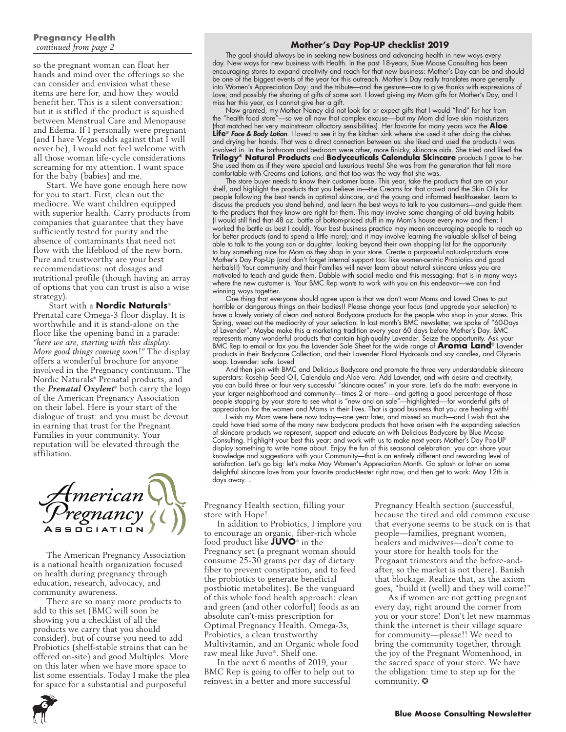## Pregnancy Health
*continued from page 2*

so the pregnant woman can float her hands and mind over the offerings so she can consider and envision what these items are here for, and how they would benefit her. This is a silent conversation: but it is stifled if the product is squished between Menstrual Care and Menopause and Edema. If I personally were pregnant (and I have Vegas odds against that I will never be), I would not feel welcome with all those woman life-cycle considerations screaming for my attention. I want space for the baby (babies) and me.

Start. We have gone enough here now for you to start. First, clean out the mediocre. We want children equipped with superior health. Carry products from companies that guarantee that they have sufficiently tested for purity and the absence of contaminants that need not flow with the lifeblood of the new born. Pure and trustworthy are your best recommendations: not dosages and nutritional profile (though having an array of options that you can trust is also a wise strategy).

Start with a **Nordic Naturals**® Prenatal care Omega-3 floor display. It is worthwhile and it is stand-alone on the floor like the opening band in a parade: *"here we are, starting with this display. More good things coming soon!"* The display offers a wonderful brochure for anyone involved in the Pregnancy continuum. The Nordic Naturals® Prenatal products, and the ***Prenatal Oxylent***® both carry the logo of the American Pregnancy Association on their label. Here is your start of the dialogue of trust: and you must be devout in earning that trust for the Pregnant Families in your community. Your reputation will be elevated through the affiliation.

American Pregnancy Association

The American Pregnancy Association is a national health organization focused on health during pregnancy through education, research, advocacy, and community awareness.

There are so many more products to add to this set (BMC will soon be showing you a checklist of all the products we carry that you should consider), but of course you need to add Probiotics (shelf-stable strains that can be offered on-site) and good Multiples. More on this later when we have more space to list some essentials. Today I make the plea for space for a substantial and purposeful Pregnancy Health section, filling your store with Hope!

In addition to Probiotics, I implore you to encourage an organic, fiber-rich whole food product like **JUVO**® in the Pregnancy set (a pregnant woman should consume 25-30 grams per day of dietary fiber to prevent constipation, and to feed the probiotics to generate beneficial postbiotic metabolites). Be the vanguard of this whole food health approach: clean and green (and other colorful) foods as an absolute can't-miss prescription for Optimal Pregnancy Health. Omega-3s, Probiotics, a clean trustworthy Multivitamin, and an Organic whole food raw meal like Juvo®. Shelf one.

In the next 6 months of 2019, your BMC Rep is going to offer to help out to reinvest in a better and more successful Pregnancy Health section (successful, because the tired and old common excuse that everyone seems to be stuck on is that people—families, pregnant women, healers and midwives—don't come to your store for health tools for the Pregnant trimesters and the before-and-after, so the market is not there). Banish that blockage. Realize that, as the axiom goes, "build it (well) and they will come!"

As if women are not getting pregnant every day, right around the corner from you or your store! Don't let new mammas think the internet is their village square for community—please!! We need to bring the community together, through the joy of the Pregnant Womenhood, in the sacred space of your store. We have the obligation: time to step up for the community. ✪

## Mother's Day Pop-UP checklist 2019

The goal should always be in seeking new business and advancing health in new ways every day. New ways for new business with Health. In the past 18-years, Blue Moose Consulting has been encouraging stores to expand creativity and reach for that new business: Mother's Day can be and should be one of the biggest events of the year for this outreach. Mother's Day really translates more generally into Women's Appreciation Day: and the tribute—and the gesture—are to give thanks with expressions of Love; and possibly the sharing of gifts of some sort. I loved giving my Mom gifts for Mother's Day, and I miss her this year, as I cannot give her a gift.

Now granted, my Mother Nancy did not look for or expect gifts that I would "find" for her from the "health food store"—so we all now that complex excuse—but my Mom did love skin moisturizers (that matched her very mainstream olfactory sensibilities). Her favorite for many years was the **Aloe Life**® ***Face & Body Lotion***. I loved to see it by the kitchen sink where she used it after doing the dishes and drying her hands. That was a direct connection between us: she liked and used the products I was involved in. In the bathroom and bedroom were other, more finicky, skincare aids. She tried and liked the **Trilogy® Natural Products** and **Bodyceuticals Calendula Skincare** products I gave to her. She used them as if they were special and luxurious treats! She was from the generation that felt more comfortable with Creams and Lotions, and that too was the way that she was.

The store buyer needs to know their customer base. This year, take the products that are on your shelf, and highlight the products that you believe in—the Creams for that crowd and the Skin Oils for people following the best trends in optimal skincare, and the young and informed healthseeker. Learn to discuss the products you stand behind, and learn the best ways to talk to you customers—and guide them to the products that they know are right for them. This may involve some changing of old buying habits (I would still find that 48 oz. bottle of bottom-priced stuff in my Mom's house every now and then: I worked the battle as best I could). Your best business practice may mean encouraging people to reach up for better products (and to spend a little more); and it may involve learning the valuable skillset of being able to talk to the young son or daughter, looking beyond their own shopping list for the opportunity to buy something nice for Mom as they shop in your store. Create a purposeful natural-products store Mother's Day Pop-Up (and don't forget internal support too: like women-centric Probiotics and good herbals!!) Your community and their Families will never learn about natural skincare unless you are motivated to teach and guide them. Dabble with social media and this messaging: that is in many ways where the new customer is. Your BMC Rep wants to work with you on this endeavor—we can find winning ways together.

One thing that everyone should agree upon is that we don't want Moms and Loved Ones to put horrible or dangerous things on their bodies!! Please change your focus (and upgrade your selection) to have a lovely variety of clean and natural Bodycare products for the people who shop in your stores. This Spring, weed out the mediocrity of your selection. In last month's BMC newsletter, we spoke of "60-Days of Lavender". Maybe make this a marketing tradition every year 60 days before Mother's Day. BMC represents many wonderful products that contain high-quality Lavender. Seize the opportunity. Ask your BMC Rep to email or fax you the Lavender Sale Sheet for the wide range of **Aroma Land**® Lavender products in their Bodycare Collection, and their Lavender Floral Hydrosols and soy candles, and Glycerin soap. Lavender: safe. Loved

And then join with BMC and Delicious Bodycare and promote the three very understandable skincare superstars: Rosehip Seed Oil, Calendula and Aloe vera. Add Lavender, and with desire and creativity, you can build three or four very successful "skincare oases" in your store. Let's do the math: everyone in your larger neighborhood and community—times 2 or more—and getting a good percentage of those people stopping by your store to see what is "new and on sale"—highlighted—for wonderful gifts of appreciation for the women and Moms in their lives. That is good business that you are healing with!

I wish my Mom were here now today—one year later, and missed so much—and I wish that she could have tried some of the many new bodycare products that have arisen with the expanding selection of skincare products we represent, support and educate on with Delicious Bodycare by Blue Moose Consulting. Highlight your best this year; and work with us to make next years Mother's Day Pop-UP display something to write home about. Enjoy the fun of this seasonal celebration: you can share your knowledge and suggestions with your Community—that is an entirely different and rewarding level of satisfaction. Let's go big: let's make May Women's Appreciation Month. Go splash or lather on some delightful skincare love from your favorite product-tester right now, and then get to work: May 12th is days away...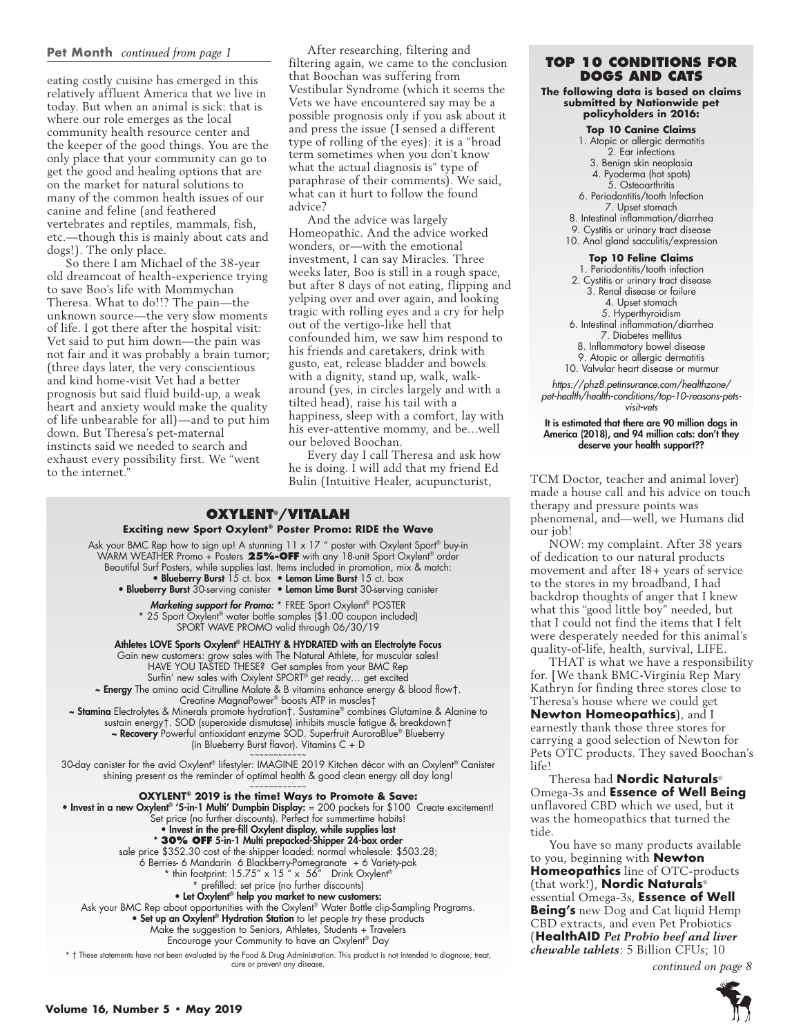**Pet Month** *continued from page 1*

eating costly cuisine has emerged in this relatively affluent America that we live in today. But when an animal is sick: that is where our role emerges as the local community health resource center and the keeper of the good things. You are the only place that your community can go to get the good and healing options that are on the market for natural solutions to many of the common health issues of our canine and feline (and feathered vertebrates and reptiles, mammals, fish, etc.—though this is mainly about cats and dogs!). The only place.

So there I am Michael of the 38-year old dreamcoat of health-experience trying to save Boo's life with Mommychan Theresa. What to do!!? The pain—the unknown source—the very slow moments of life. I got there after the hospital visit: Vet said to put him down—the pain was not fair and it was probably a brain tumor; (three days later, the very conscientious and kind home-visit Vet had a better prognosis but said fluid build-up, a weak heart and anxiety would make the quality of life unbearable for all)—and to put him down. But Theresa's pet-maternal instincts said we needed to search and exhaust every possibility first. We "went to the internet."

After researching, filtering and filtering again, we came to the conclusion that Boochan was suffering from Vestibular Syndrome (which it seems the Vets we have encountered say may be a possible prognosis only if you ask about it and press the issue (I sensed a different type of rolling of the eyes): it is a "broad term sometimes when you don't know what the actual diagnosis is" type of paraphrase of their comments). We said, what can it hurt to follow the found advice?

And the advice was largely Homeopathic. And the advice worked wonders, or—with the emotional investment, I can say Miracles. Three weeks later, Boo is still in a rough space, but after 8 days of not eating, flipping and yelping over and over again, and looking tragic with rolling eyes and a cry for help out of the vertigo-like hell that confounded him, we saw him respond to his friends and caretakers, drink with gusto, eat, release bladder and bowels with a dignity, stand up, walk, walk-around (yes, in circles largely and with a tilted head), raise his tail with a happiness, sleep with a comfort, lay with his ever-attentive mommy, and be…well our beloved Boochan.

Every day I call Theresa and ask how he is doing. I will add that my friend Ed Bulin (Intuitive Healer, acupuncturist, TCM Doctor, teacher and animal lover) made a house call and his advice on touch therapy and pressure points was phenomenal, and—well, we Humans did our job!

NOW: my complaint. After 38 years of dedication to our natural products movement and after 18+ years of service to the stores in my broadband, I had backdrop thoughts of anger that I knew what this "good little boy" needed, but that I could not find the items that I felt were desperately needed for this animal's quality-of-life, health, survival, LIFE.

THAT is what we have a responsibility for. [We thank BMC-Virginia Rep Mary Kathryn for finding three stores close to Theresa's house where we could get **Newton Homeopathics**), and I earnestly thank those three stores for carrying a good selection of Newton for Pets OTC products. They saved Boochan's life!

Theresa had **Nordic Naturals**® Omega-3s and **Essence of Well Being** unflavored CBD which we used, but it was the homeopathics that turned the tide.

You have so many products available to you, beginning with **Newton Homeopathics** line of OTC-products (that work!), **Nordic Naturals**® essential Omega-3s, **Essence of Well Being's** new Dog and Cat liquid Hemp CBD extracts, and even Pet Probiotics (***HealthAID** Pet Probio beef and liver chewable tablets*: 5 Billion CFUs; 10

*continued on page 8*

## TOP 10 CONDITIONS FOR DOGS AND CATS

**The following data is based on claims submitted by Nationwide pet policyholders in 2016:**

**Top 10 Canine Claims**

1. Atopic or allergic dermatitis
2. Ear infections
3. Benign skin neoplasia
4. Pyoderma (hot spots)
5. Osteoarthritis
6. Periodontitis/tooth Infection
7. Upset stomach
8. Intestinal inflammation/diarrhea
9. Cystitis or urinary tract disease
10. Anal gland sacculitis/expression

**Top 10 Feline Claims**

1. Periodontitis/tooth infection
2. Cystitis or urinary tract disease
3. Renal disease or failure
4. Upset stomach
5. Hyperthyroidism
6. Intestinal inflammation/diarrhea
7. Diabetes mellitus
8. Inflammatory bowel disease
9. Atopic or allergic dermatitis
10. Valvular heart disease or murmur

*https://phz8.petinsurance.com/healthzone/pet-health/health-conditions/top-10-reasons-pets-visit-vets*

**It is estimated that there are 90 million dogs in America (2018), and 94 million cats: don't they deserve your health support??**

## OXYLENT®/VITALAH

**Exciting new Sport Oxylent® Poster Promo: RIDE the Wave**

Ask your BMC Rep how to sign up! A stunning 11 x 17 " poster with Oxylent Sport® buy-in WARM WEATHER Promo + Posters **25%-OFF** with any 18-unit Sport Oxylent® order
Beautiful Surf Posters, while supplies last. Items included in promotion, mix & match:

- **Blueberry Burst** 15 ct. box • **Lemon Lime Burst** 15 ct. box
- **Blueberry Burst** 30-serving canister • **Lemon Lime Burst** 30-serving canister

***Marketing support for Promo:*** * FREE Sport Oxylent® POSTER
* 25 Sport Oxylent® water bottle samples ($1.00 coupon included)
SPORT WAVE PROMO valid through 06/30/19

**Athletes LOVE Sports Oxylent® HEALTHY & HYDRATED with an Electrolyte Focus**
Gain new customers: grow sales with The Natural Athlete, for muscular sales!
HAVE YOU TASTED THESE? Get samples from your BMC Rep
Surfin' new sales with Oxylent SPORT® get ready… get excited

~ **Energy** The amino acid Citrulline Malate & B vitamins enhance energy & blood flow†. Creatine MagnaPower® boosts ATP in muscles†
~ **Stamina** Electrolytes & Minerals promote hydration†. Sustamine® combines Glutamine & Alanine to sustain energy†. SOD (superoxide dismutase) inhibits muscle fatigue & breakdown†
~ **Recovery** Powerful antioxidant enzyme SOD. Superfruit AuroraBlue® Blueberry (in Blueberry Burst flavor). Vitamins C + D

~~~~~~~~~~~~

30-day canister for the avid Oxylent® lifestyler: IMAGINE 2019 Kitchen décor with an Oxylent® Canister shining present as the reminder of optimal health & good clean energy all day long!

~~~~~~~~~~~~

**OXYLENT® 2019 is the time! Ways to Promote & Save:**

- **Invest in a new Oxylent® '5-in-1 Multi' Dumpbin Display:** = 200 packets for $100 Create excitement! Set price (no further discounts). Perfect for summertime habits!
- **Invest in the pre-fill Oxylent display, while supplies last**
  * **30% OFF** 5-in-1 Multi prepacked-Shipper 24-box order
  sale price $352.30 cost of the shipper loaded: normal wholesale: $503.28;
  6 Berries- 6 Mandarin 6 Blackberry-Pomegranate + 6 Variety-pak
  * thin footprint: 15.75" x 15 " x 56" Drink Oxylent®
  * prefilled: set price (no further discounts)
- **Let Oxylent® help you market to new customers:**
  Ask your BMC Rep about opportunities with the Oxylent® Water Bottle clip-Sampling Programs.
- **Set up an Oxylent® Hydration Station** to let people try these products
  Make the suggestion to Seniors, Athletes, Students + Travelers
  Encourage your Community to have an Oxylent® Day

* † These statements have not been evaluated by the Food & Drug Administration. This product is not intended to diagnose, treat, cure or prevent any disease.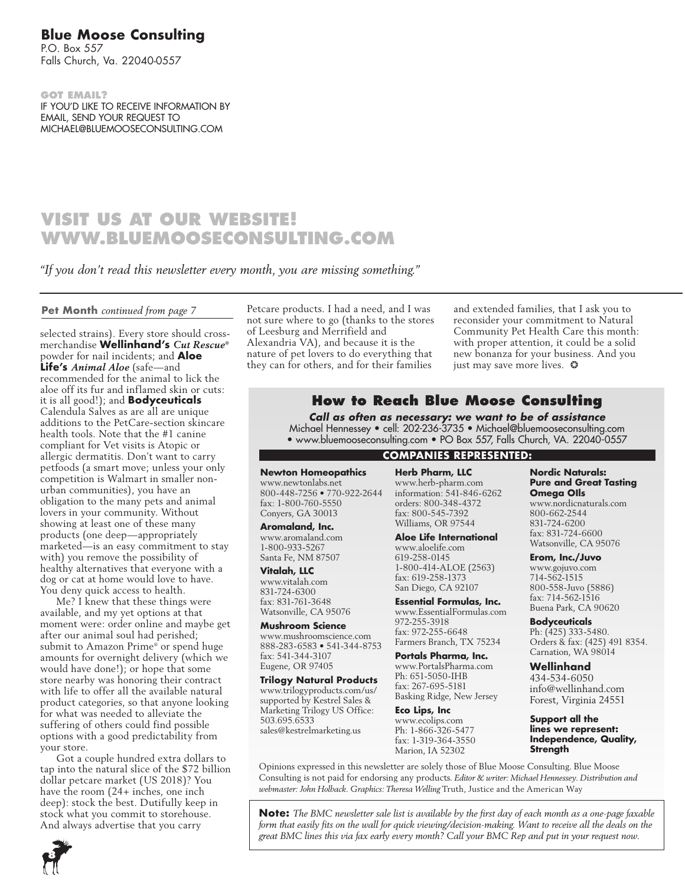**Blue Moose Consulting**
P.O. Box 557
Falls Church, Va. 22040-0557

**GOT EMAIL?**
IF YOU'D LIKE TO RECEIVE INFORMATION BY EMAIL, SEND YOUR REQUEST TO MICHAEL@BLUEMOOSECONSULTING.COM

## VISIT US AT OUR WEBSITE! WWW.BLUEMOOSECONSULTING.COM

*"If you don't read this newsletter every month, you are missing something."*

**Pet Month** *continued from page 7*

selected strains). Every store should cross-merchandise **Wellinhand's** ***Cut Rescue®*** powder for nail incidents; and **Aloe Life's** ***Animal Aloe*** (safe—and recommended for the animal to lick the aloe off its fur and inflamed skin or cuts: it is all good!); and **Bodyceuticals** Calendula Salves as are all are unique additions to the PetCare-section skincare health tools. Note that the #1 canine compliant for Vet visits is Atopic or allergic dermatitis. Don't want to carry petfoods (a smart move; unless your only competition is Walmart in smaller non-urban communities), you have an obligation to the many pets and animal lovers in your community. Without showing at least one of these many products (one deep—appropriately marketed—is an easy commitment to stay with) you remove the possibility of healthy alternatives that everyone with a dog or cat at home would love to have. You deny quick access to health.

Me? I knew that these things were available, and my yet options at that moment were: order online and maybe get after our animal soul had perished; submit to Amazon Prime® or spend huge amounts for overnight delivery (which we would have done!); or hope that some store nearby was honoring their contract with life to offer all the available natural product categories, so that anyone looking for what was needed to alleviate the suffering of others could find possible options with a good predictability from your store.

Got a couple hundred extra dollars to tap into the natural slice of the $72 billion dollar petcare market (US 2018)? You have the room (24+ inches, one inch deep): stock the best. Dutifully keep in stock what you commit to storehouse. And always advertise that you carry Petcare products. I had a need, and I was not sure where to go (thanks to the stores of Leesburg and Merrifield and Alexandria VA), and because it is the nature of pet lovers to do everything that they can for others, and for their families and extended families, that I ask you to reconsider your commitment to Natural Community Pet Health Care this month: with proper attention, it could be a solid new bonanza for your business. And you just may save more lives. ✪

## How to Reach Blue Moose Consulting

***Call as often as necessary: we want to be of assistance***
Michael Hennessey • cell: 202-236-3735 • Michael@bluemooseconsulting.com • www.bluemooseconsulting.com • PO Box 557, Falls Church, VA. 22040-0557

### COMPANIES REPRESENTED:

**Newton Homeopathics**
www.newtonlabs.net
800-448-7256 • 770-922-2644
fax: 1-800-760-5550
Conyers, GA 30013

**Aromaland, Inc.**
www.aromaland.com
1-800-933-5267
Santa Fe, NM 87507

**Vitalah, LLC**
www.vitalah.com
831-724-6300
fax: 831-761-3648
Watsonville, CA 95076

**Mushroom Science**
www.mushroomscience.com
888-283-6583 • 541-344-8753
fax: 541-344-3107
Eugene, OR 97405

**Trilogy Natural Products**
www.trilogyproducts.com/us/
supported by Kestrel Sales & Marketing Trilogy US Office:
503.695.6533
sales@kestrelmarketing.us

**Herb Pharm, LLC**
www.herb-pharm.com
information: 541-846-6262
orders: 800-348-4372
fax: 800-545-7392
Williams, OR 97544

**Aloe Life International**
www.aloelife.com
619-258-0145
1-800-414-ALOE (2563)
fax: 619-258-1373
San Diego, CA 92107

**Essential Formulas, Inc.**
www.EssentialFormulas.com
972-255-3918
fax: 972-255-6648
Farmers Branch, TX 75234

**Portals Pharma, Inc.**
www.PortalsPharma.com
Ph: 651-5050-IHB
fax: 267-695-5181
Basking Ridge, New Jersey

**Eco Lips, Inc**
www.ecolips.com
Ph: 1-866-326-5477
fax: 1-319-364-3550
Marion, IA 52302

**Nordic Naturals: Pure and Great Tasting Omega OIls**
www.nordicnaturals.com
800-662-2544
831-724-6200
fax: 831-724-6600
Watsonville, CA 95076

**Erom, Inc./Juvo**
www.gojuvo.com
714-562-1515
800-558-Juvo (5886)
fax: 714-562-1516
Buena Park, CA 90620

**Bodyceuticals**
Ph: (425) 333-5480.
Orders & fax: (425) 491 8354.
Carnation, WA 98014

**Wellinhand**
434-534-6050
info@wellinhand.com
Forest, Virginia 24551

**Support all the lines we represent: Independence, Quality, Strength**

Opinions expressed in this newsletter are solely those of Blue Moose Consulting. Blue Moose Consulting is not paid for endorsing any products. *Editor & writer: Michael Hennessey. Distribution and webmaster: John Holback. Graphics: Theresa Welling* Truth, Justice and the American Way

**Note:** *The BMC newsletter sale list is available by the first day of each month as a one-page faxable form that easily fits on the wall for quick viewing/decision-making. Want to receive all the deals on the great BMC lines this via fax early every month? Call your BMC Rep and put in your request now.*